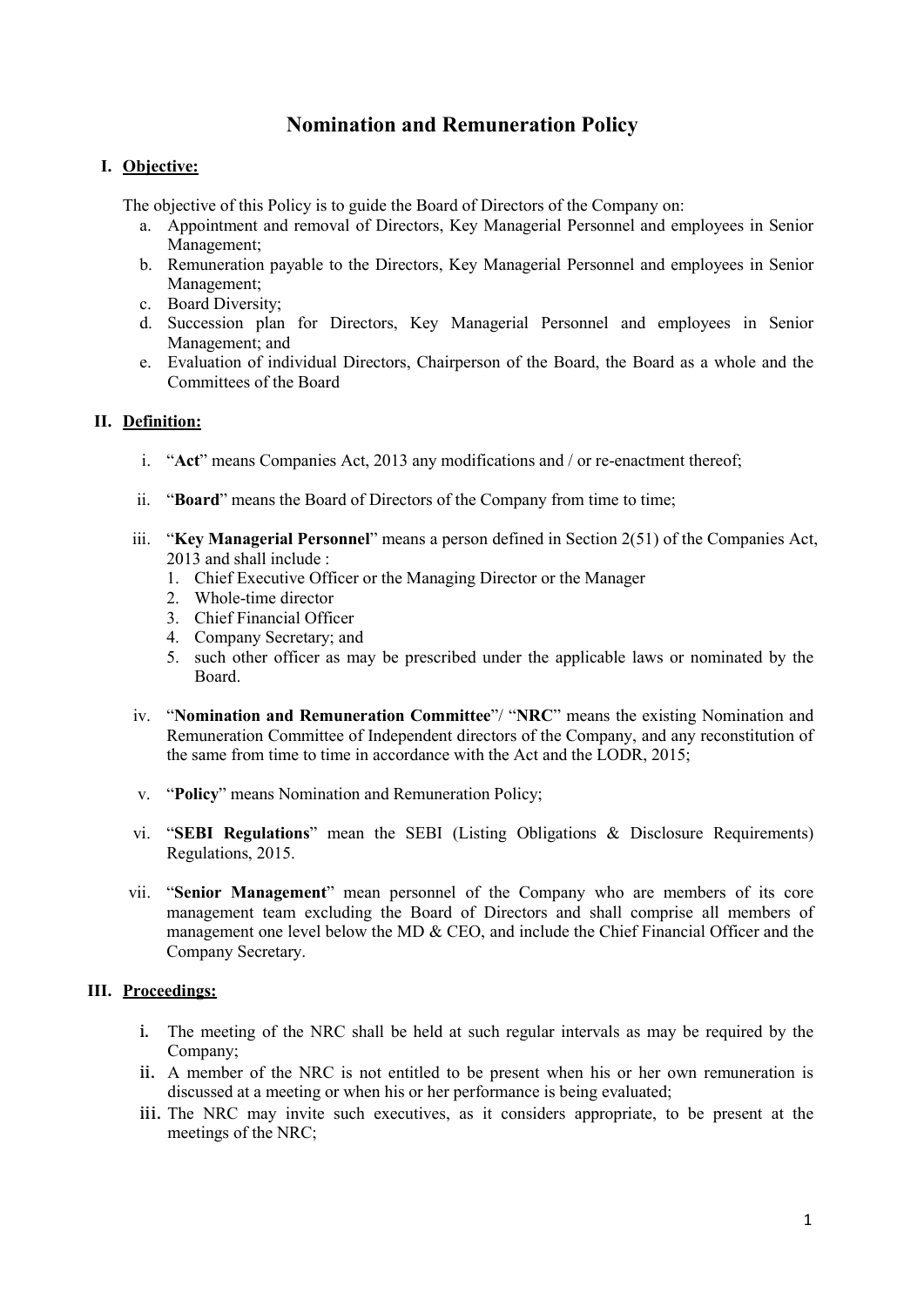# Nomination and Remuneration Policy

## I. Objective:

The objective of this Policy is to guide the Board of Directors of the Company on:

a. Appointment and removal of Directors, Key Managerial Personnel and employees in Senior Management;
b. Remuneration payable to the Directors, Key Managerial Personnel and employees in Senior Management;
c. Board Diversity;
d. Succession plan for Directors, Key Managerial Personnel and employees in Senior Management; and
e. Evaluation of individual Directors, Chairperson of the Board, the Board as a whole and the Committees of the Board

## II. Definition:

i. "**Act**" means Companies Act, 2013 any modifications and / or re-enactment thereof;

ii. "**Board**" means the Board of Directors of the Company from time to time;

iii. "**Key Managerial Personnel**" means a person defined in Section 2(51) of the Companies Act, 2013 and shall include :
   1. Chief Executive Officer or the Managing Director or the Manager
   2. Whole-time director
   3. Chief Financial Officer
   4. Company Secretary; and
   5. such other officer as may be prescribed under the applicable laws or nominated by the Board.

iv. "**Nomination and Remuneration Committee**"/ "**NRC**" means the existing Nomination and Remuneration Committee of Independent directors of the Company, and any reconstitution of the same from time to time in accordance with the Act and the LODR, 2015;

v. "**Policy**" means Nomination and Remuneration Policy;

vi. "**SEBI Regulations**" mean the SEBI (Listing Obligations & Disclosure Requirements) Regulations, 2015.

vii. "**Senior Management**" mean personnel of the Company who are members of its core management team excluding the Board of Directors and shall comprise all members of management one level below the MD & CEO, and include the Chief Financial Officer and the Company Secretary.

## III. Proceedings:

i. The meeting of the NRC shall be held at such regular intervals as may be required by the Company;

ii. A member of the NRC is not entitled to be present when his or her own remuneration is discussed at a meeting or when his or her performance is being evaluated;

iii. The NRC may invite such executives, as it considers appropriate, to be present at the meetings of the NRC;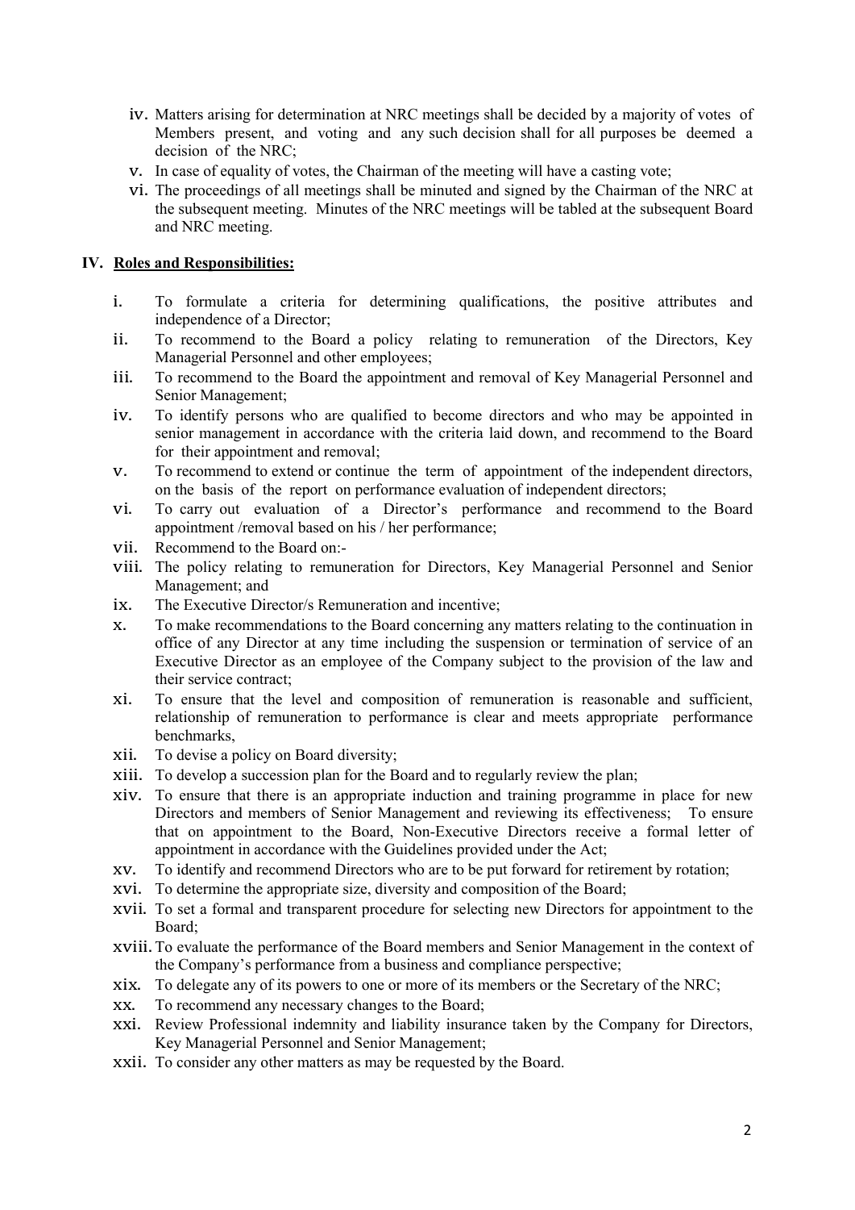iv. Matters arising for determination at NRC meetings shall be decided by a majority of votes of Members present, and voting and any such decision shall for all purposes be deemed a decision of the NRC;

v. In case of equality of votes, the Chairman of the meeting will have a casting vote;

vi. The proceedings of all meetings shall be minuted and signed by the Chairman of the NRC at the subsequent meeting. Minutes of the NRC meetings will be tabled at the subsequent Board and NRC meeting.

## IV. Roles and Responsibilities:

i. To formulate a criteria for determining qualifications, the positive attributes and independence of a Director;

ii. To recommend to the Board a policy relating to remuneration of the Directors, Key Managerial Personnel and other employees;

iii. To recommend to the Board the appointment and removal of Key Managerial Personnel and Senior Management;

iv. To identify persons who are qualified to become directors and who may be appointed in senior management in accordance with the criteria laid down, and recommend to the Board for their appointment and removal;

v. To recommend to extend or continue the term of appointment of the independent directors, on the basis of the report on performance evaluation of independent directors;

vi. To carry out evaluation of a Director's performance and recommend to the Board appointment /removal based on his / her performance;

vii. Recommend to the Board on:-

viii. The policy relating to remuneration for Directors, Key Managerial Personnel and Senior Management; and

ix. The Executive Director/s Remuneration and incentive;

x. To make recommendations to the Board concerning any matters relating to the continuation in office of any Director at any time including the suspension or termination of service of an Executive Director as an employee of the Company subject to the provision of the law and their service contract;

xi. To ensure that the level and composition of remuneration is reasonable and sufficient, relationship of remuneration to performance is clear and meets appropriate performance benchmarks,

xii. To devise a policy on Board diversity;

xiii. To develop a succession plan for the Board and to regularly review the plan;

xiv. To ensure that there is an appropriate induction and training programme in place for new Directors and members of Senior Management and reviewing its effectiveness; To ensure that on appointment to the Board, Non-Executive Directors receive a formal letter of appointment in accordance with the Guidelines provided under the Act;

xv. To identify and recommend Directors who are to be put forward for retirement by rotation;

xvi. To determine the appropriate size, diversity and composition of the Board;

xvii. To set a formal and transparent procedure for selecting new Directors for appointment to the Board;

xviii. To evaluate the performance of the Board members and Senior Management in the context of the Company's performance from a business and compliance perspective;

xix. To delegate any of its powers to one or more of its members or the Secretary of the NRC;

xx. To recommend any necessary changes to the Board;

xxi. Review Professional indemnity and liability insurance taken by the Company for Directors, Key Managerial Personnel and Senior Management;

xxii. To consider any other matters as may be requested by the Board.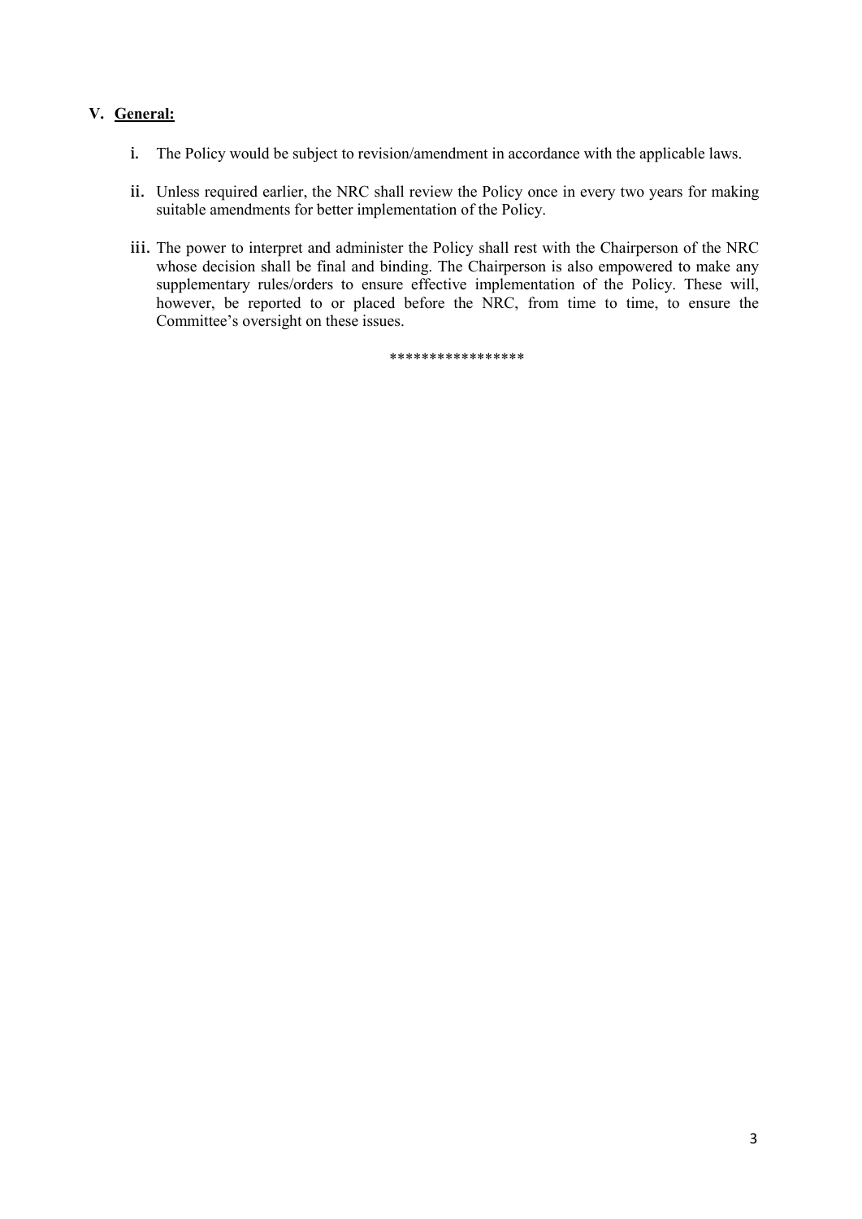## V. General:

i. The Policy would be subject to revision/amendment in accordance with the applicable laws.

ii. Unless required earlier, the NRC shall review the Policy once in every two years for making suitable amendments for better implementation of the Policy.

iii. The power to interpret and administer the Policy shall rest with the Chairperson of the NRC whose decision shall be final and binding. The Chairperson is also empowered to make any supplementary rules/orders to ensure effective implementation of the Policy. These will, however, be reported to or placed before the NRC, from time to time, to ensure the Committee's oversight on these issues.

*****************